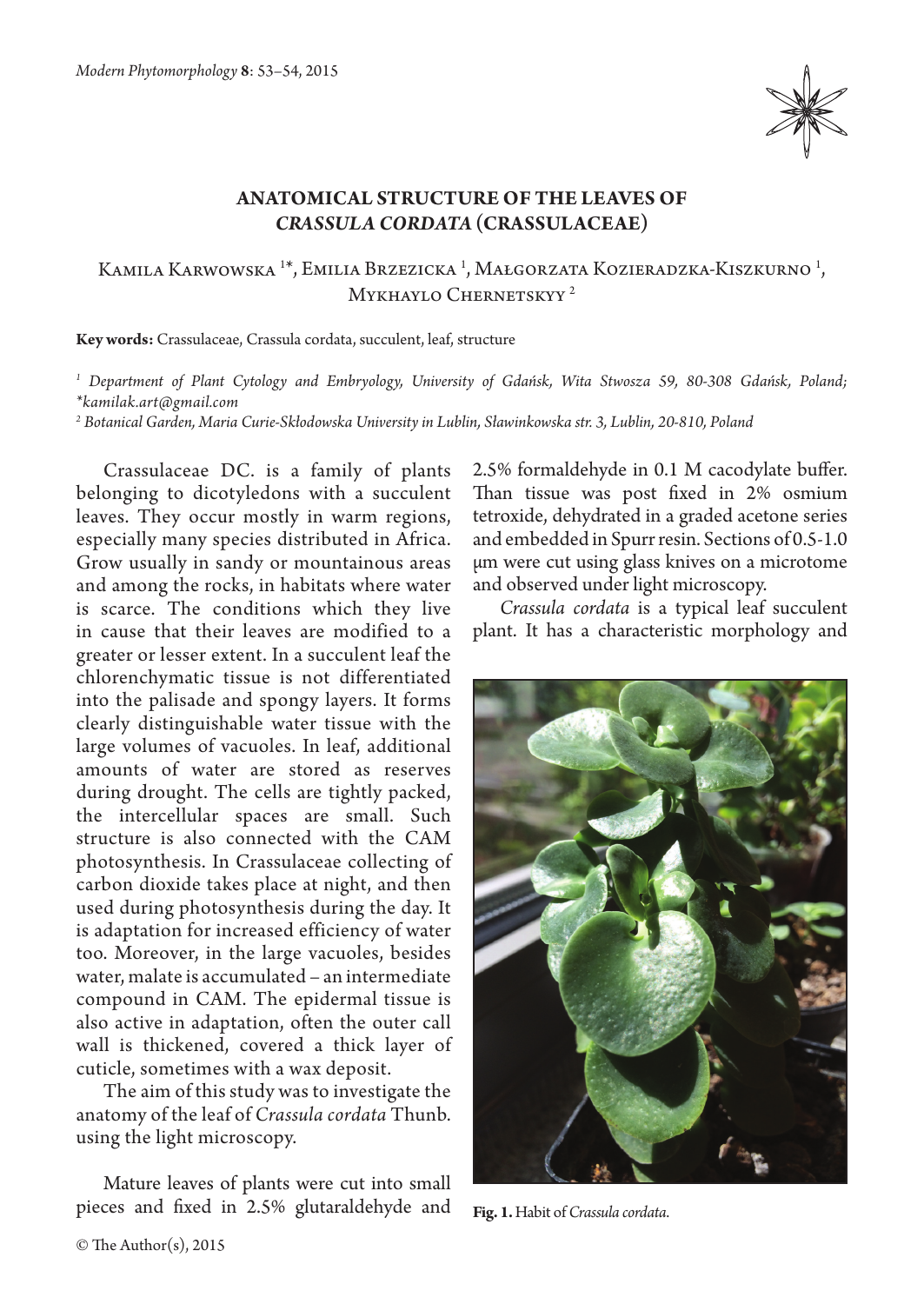# ANATOMICAL STRUCTURE OF THE LEAVES OF *CRASSULA CORDATA* (CRASSULACEAE)

Kamila Karwowska [1]*, Emilia Brzezicka [1], Małgorzata Kozieradzka-Kiszkurno [1], Mykhaylo Chernetskyy [2]

**Key words:** Crassulaceae, Crassula cordata, succulent, leaf, structure

[1] *Department of Plant Cytology and Embryology, University of Gdańsk, Wita Stwosza 59, 80-308 Gdańsk, Poland; \*kamilak.art@gmail.com*

[2] *Botanical Garden, Maria Curie-Skłodowska University in Lublin, Sławinkowska str. 3, Lublin, 20-810, Poland*

Crassulaceae DC. is a family of plants belonging to dicotyledons with a succulent leaves. They occur mostly in warm regions, especially many species distributed in Africa. Grow usually in sandy or mountainous areas and among the rocks, in habitats where water is scarce. The conditions which they live in cause that their leaves are modified to a greater or lesser extent. In a succulent leaf the chlorenchymatic tissue is not differentiated into the palisade and spongy layers. It forms clearly distinguishable water tissue with the large volumes of vacuoles. In leaf, additional amounts of water are stored as reserves during drought. The cells are tightly packed, the intercellular spaces are small. Such structure is also connected with the CAM photosynthesis. In Crassulaceae collecting of carbon dioxide takes place at night, and then used during photosynthesis during the day. It is adaptation for increased efficiency of water too. Moreover, in the large vacuoles, besides water, malate is accumulated – an intermediate compound in CAM. The epidermal tissue is also active in adaptation, often the outer call wall is thickened, covered a thick layer of cuticle, sometimes with a wax deposit.

The aim of this study was to investigate the anatomy of the leaf of *Crassula cordata* Thunb. using the light microscopy.

Mature leaves of plants were cut into small pieces and fixed in 2.5% glutaraldehyde and 2.5% formaldehyde in 0.1 M cacodylate buffer. Than tissue was post fixed in 2% osmium tetroxide, dehydrated in a graded acetone series and embedded in Spurr resin. Sections of 0.5-1.0 μm were cut using glass knives on a microtome and observed under light microscopy.

*Crassula cordata* is a typical leaf succulent plant. It has a characteristic morphology and

**Fig. 1.** Habit of *Crassula cordata*.

© The Author(s), 2015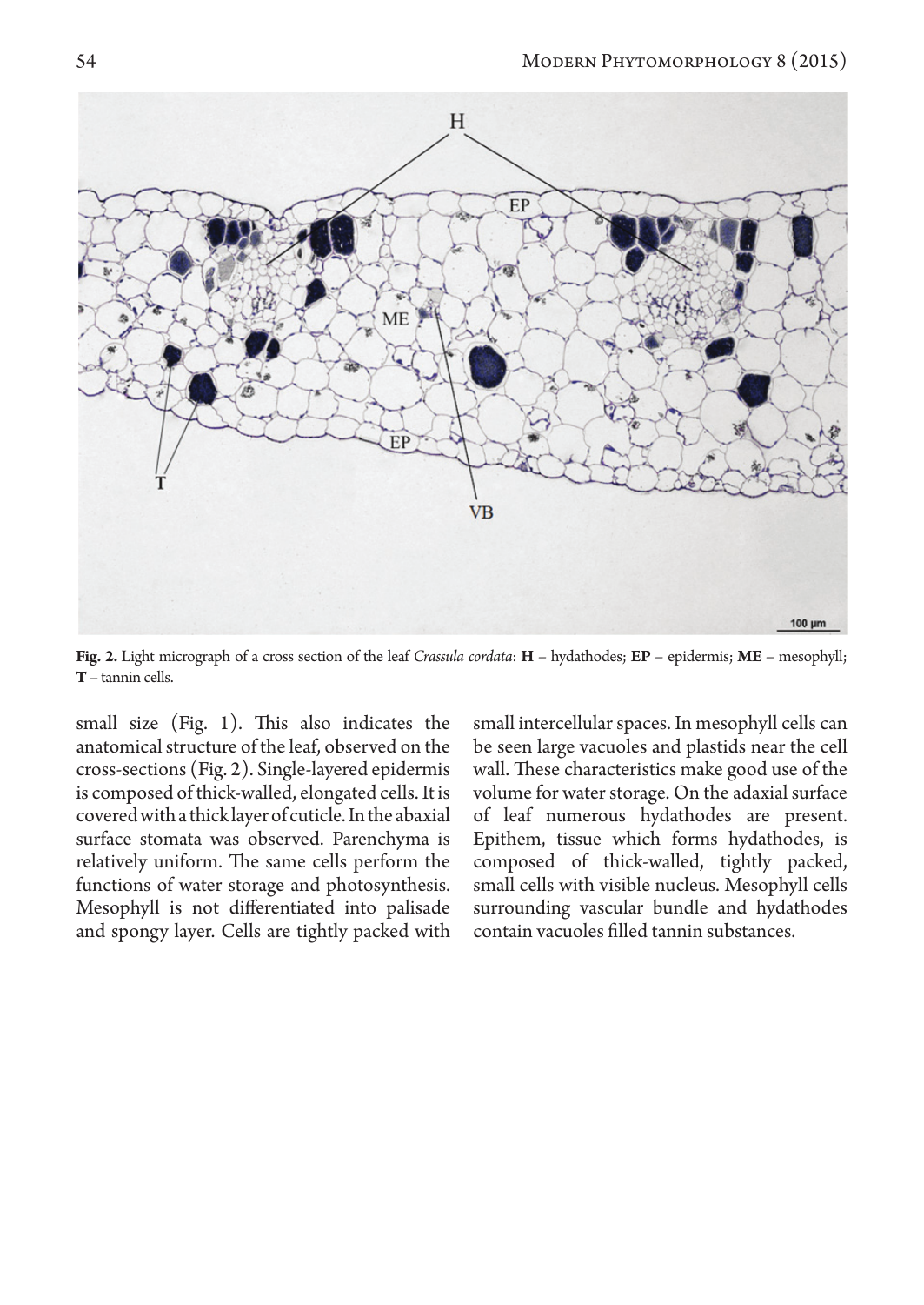H

EP

ME

VB

EP

T

100 μm

**Fig. 2.** Light micrograph of a cross section of the leaf *Crassula cordata*: **H** – hydathodes; **EP** – epidermis; **ME** – mesophyll; **T** – tannin cells.

small size (Fig. 1). This also indicates the anatomical structure of the leaf, observed on the cross-sections (Fig. 2). Single-layered epidermis is composed of thick-walled, elongated cells. It is covered with a thick layer of cuticle. In the abaxial surface stomata was observed. Parenchyma is relatively uniform. The same cells perform the functions of water storage and photosynthesis. Mesophyll is not differentiated into palisade and spongy layer. Cells are tightly packed with small intercellular spaces. In mesophyll cells can be seen large vacuoles and plastids near the cell wall. These characteristics make good use of the volume for water storage. On the adaxial surface of leaf numerous hydathodes are present. Epithem, tissue which forms hydathodes, is composed of thick-walled, tightly packed, small cells with visible nucleus. Mesophyll cells surrounding vascular bundle and hydathodes contain vacuoles filled tannin substances.